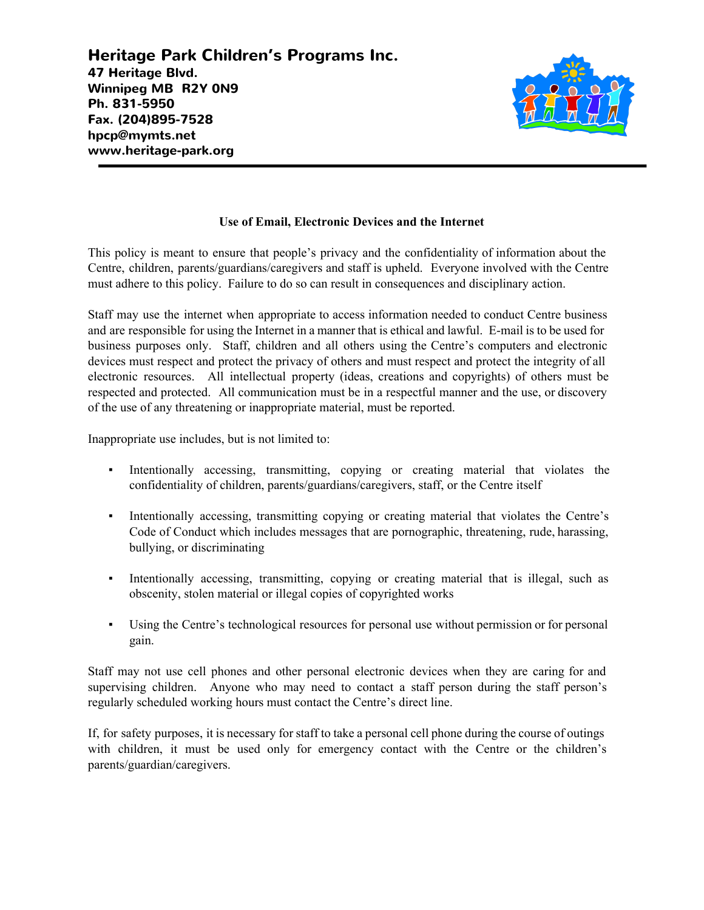# Heritage Park Children's Programs Inc.

**47 Heritage Blvd.**
**Winnipeg MB R2Y 0N9**
**Ph. 831-5950**
**Fax. (204)895-7528**
**hpcp@mymts.net**
**www.heritage-park.org**

---

## Use of Email, Electronic Devices and the Internet

This policy is meant to ensure that people's privacy and the confidentiality of information about the Centre, children, parents/guardians/caregivers and staff is upheld. Everyone involved with the Centre must adhere to this policy. Failure to do so can result in consequences and disciplinary action.

Staff may use the internet when appropriate to access information needed to conduct Centre business and are responsible for using the Internet in a manner that is ethical and lawful. E-mail is to be used for business purposes only. Staff, children and all others using the Centre's computers and electronic devices must respect and protect the privacy of others and must respect and protect the integrity of all electronic resources. All intellectual property (ideas, creations and copyrights) of others must be respected and protected. All communication must be in a respectful manner and the use, or discovery of the use of any threatening or inappropriate material, must be reported.

Inappropriate use includes, but is not limited to:

- Intentionally accessing, transmitting, copying or creating material that violates the confidentiality of children, parents/guardians/caregivers, staff, or the Centre itself

- Intentionally accessing, transmitting copying or creating material that violates the Centre's Code of Conduct which includes messages that are pornographic, threatening, rude, harassing, bullying, or discriminating

- Intentionally accessing, transmitting, copying or creating material that is illegal, such as obscenity, stolen material or illegal copies of copyrighted works

- Using the Centre's technological resources for personal use without permission or for personal gain.

Staff may not use cell phones and other personal electronic devices when they are caring for and supervising children. Anyone who may need to contact a staff person during the staff person's regularly scheduled working hours must contact the Centre's direct line.

If, for safety purposes, it is necessary for staff to take a personal cell phone during the course of outings with children, it must be used only for emergency contact with the Centre or the children's parents/guardian/caregivers.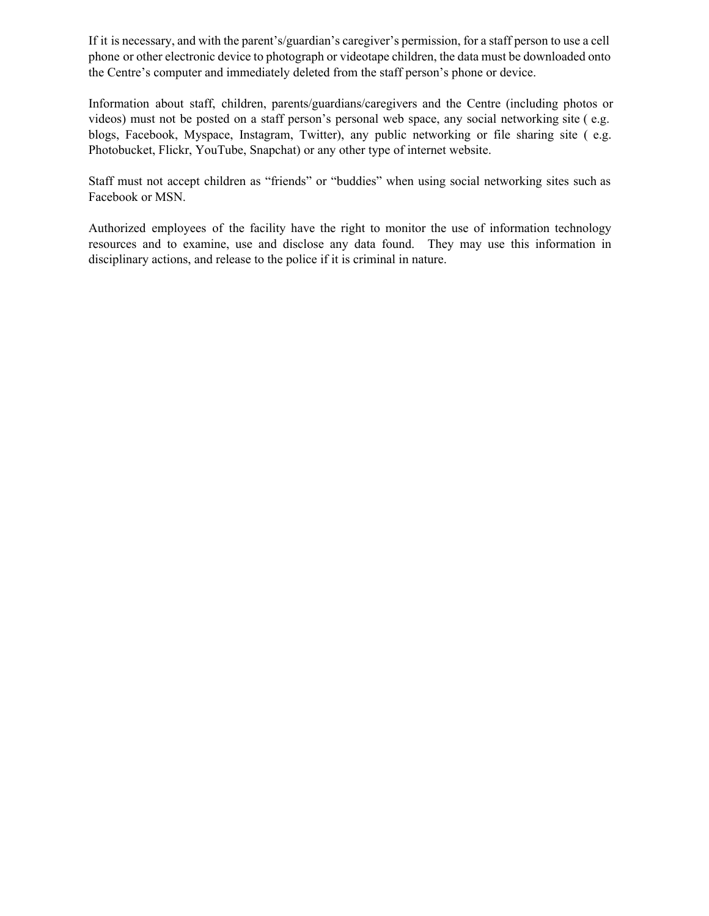If it is necessary, and with the parent's/guardian's caregiver's permission, for a staff person to use a cell phone or other electronic device to photograph or videotape children, the data must be downloaded onto the Centre's computer and immediately deleted from the staff person's phone or device.

Information about staff, children, parents/guardians/caregivers and the Centre (including photos or videos) must not be posted on a staff person's personal web space, any social networking site ( e.g. blogs, Facebook, Myspace, Instagram, Twitter), any public networking or file sharing site ( e.g. Photobucket, Flickr, YouTube, Snapchat) or any other type of internet website.

Staff must not accept children as "friends" or "buddies" when using social networking sites such as Facebook or MSN.

Authorized employees of the facility have the right to monitor the use of information technology resources and to examine, use and disclose any data found. They may use this information in disciplinary actions, and release to the police if it is criminal in nature.